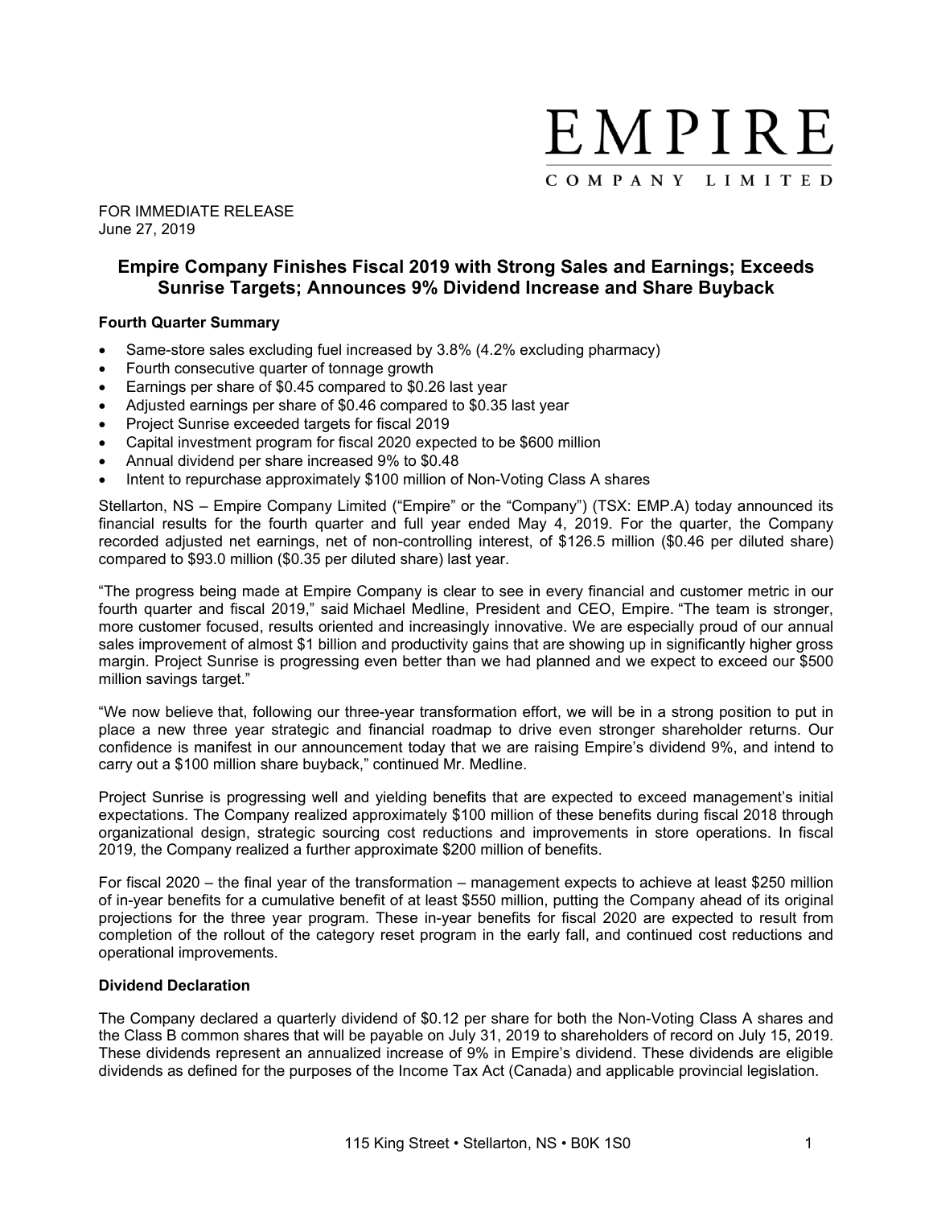EMPIRE
COMPANY LIMITED

FOR IMMEDIATE RELEASE
June 27, 2019

# Empire Company Finishes Fiscal 2019 with Strong Sales and Earnings; Exceeds Sunrise Targets; Announces 9% Dividend Increase and Share Buyback

**Fourth Quarter Summary**

- Same-store sales excluding fuel increased by 3.8% (4.2% excluding pharmacy)
- Fourth consecutive quarter of tonnage growth
- Earnings per share of $0.45 compared to $0.26 last year
- Adjusted earnings per share of $0.46 compared to $0.35 last year
- Project Sunrise exceeded targets for fiscal 2019
- Capital investment program for fiscal 2020 expected to be $600 million
- Annual dividend per share increased 9% to $0.48
- Intent to repurchase approximately $100 million of Non-Voting Class A shares

Stellarton, NS – Empire Company Limited ("Empire" or the "Company") (TSX: EMP.A) today announced its financial results for the fourth quarter and full year ended May 4, 2019. For the quarter, the Company recorded adjusted net earnings, net of non-controlling interest, of $126.5 million ($0.46 per diluted share) compared to $93.0 million ($0.35 per diluted share) last year.

"The progress being made at Empire Company is clear to see in every financial and customer metric in our fourth quarter and fiscal 2019," said Michael Medline, President and CEO, Empire. "The team is stronger, more customer focused, results oriented and increasingly innovative. We are especially proud of our annual sales improvement of almost $1 billion and productivity gains that are showing up in significantly higher gross margin. Project Sunrise is progressing even better than we had planned and we expect to exceed our $500 million savings target."

"We now believe that, following our three-year transformation effort, we will be in a strong position to put in place a new three year strategic and financial roadmap to drive even stronger shareholder returns. Our confidence is manifest in our announcement today that we are raising Empire's dividend 9%, and intend to carry out a $100 million share buyback," continued Mr. Medline.

Project Sunrise is progressing well and yielding benefits that are expected to exceed management's initial expectations. The Company realized approximately $100 million of these benefits during fiscal 2018 through organizational design, strategic sourcing cost reductions and improvements in store operations. In fiscal 2019, the Company realized a further approximate $200 million of benefits.

For fiscal 2020 – the final year of the transformation – management expects to achieve at least $250 million of in-year benefits for a cumulative benefit of at least $550 million, putting the Company ahead of its original projections for the three year program. These in-year benefits for fiscal 2020 are expected to result from completion of the rollout of the category reset program in the early fall, and continued cost reductions and operational improvements.

**Dividend Declaration**

The Company declared a quarterly dividend of $0.12 per share for both the Non-Voting Class A shares and the Class B common shares that will be payable on July 31, 2019 to shareholders of record on July 15, 2019. These dividends represent an annualized increase of 9% in Empire's dividend. These dividends are eligible dividends as defined for the purposes of the Income Tax Act (Canada) and applicable provincial legislation.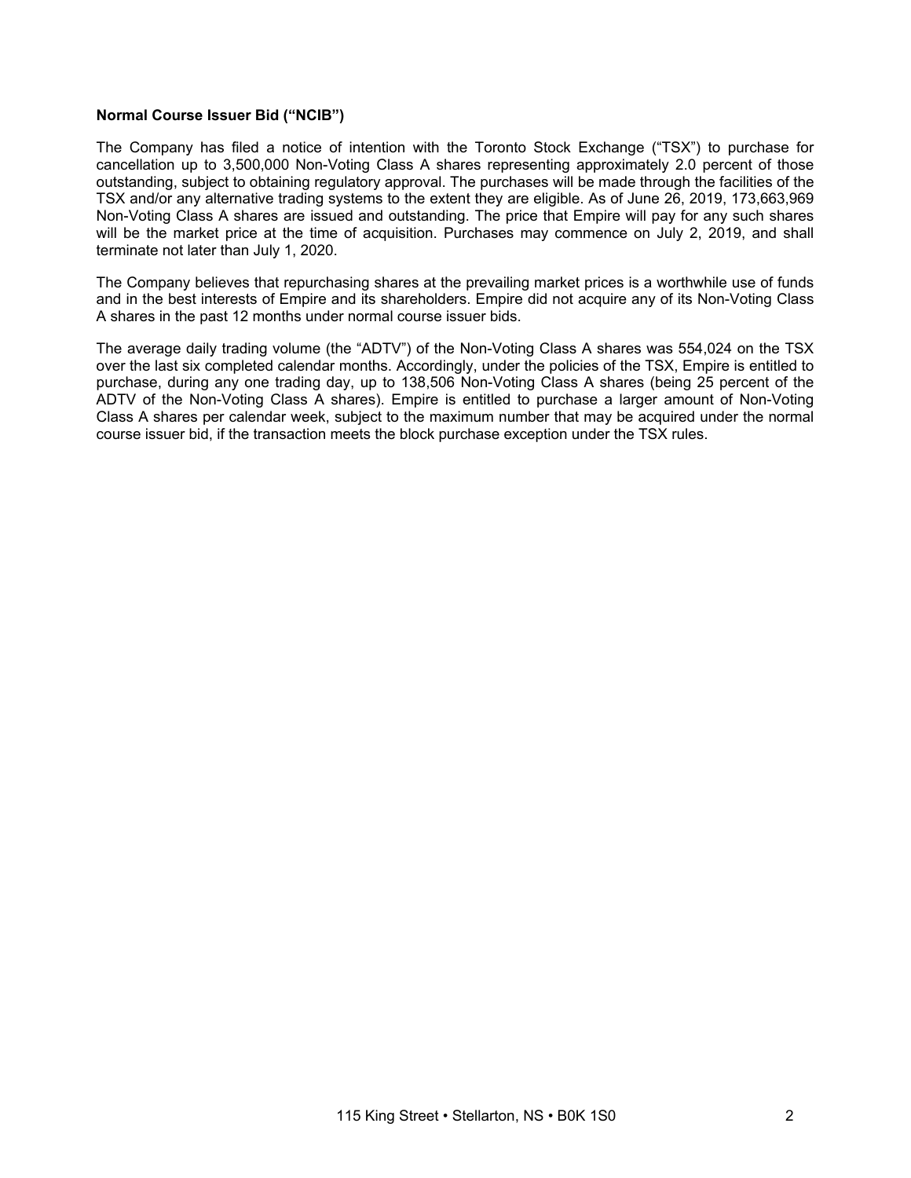**Normal Course Issuer Bid ("NCIB")**

The Company has filed a notice of intention with the Toronto Stock Exchange ("TSX") to purchase for cancellation up to 3,500,000 Non-Voting Class A shares representing approximately 2.0 percent of those outstanding, subject to obtaining regulatory approval. The purchases will be made through the facilities of the TSX and/or any alternative trading systems to the extent they are eligible. As of June 26, 2019, 173,663,969 Non-Voting Class A shares are issued and outstanding. The price that Empire will pay for any such shares will be the market price at the time of acquisition. Purchases may commence on July 2, 2019, and shall terminate not later than July 1, 2020.

The Company believes that repurchasing shares at the prevailing market prices is a worthwhile use of funds and in the best interests of Empire and its shareholders. Empire did not acquire any of its Non-Voting Class A shares in the past 12 months under normal course issuer bids.

The average daily trading volume (the "ADTV") of the Non-Voting Class A shares was 554,024 on the TSX over the last six completed calendar months. Accordingly, under the policies of the TSX, Empire is entitled to purchase, during any one trading day, up to 138,506 Non-Voting Class A shares (being 25 percent of the ADTV of the Non-Voting Class A shares). Empire is entitled to purchase a larger amount of Non-Voting Class A shares per calendar week, subject to the maximum number that may be acquired under the normal course issuer bid, if the transaction meets the block purchase exception under the TSX rules.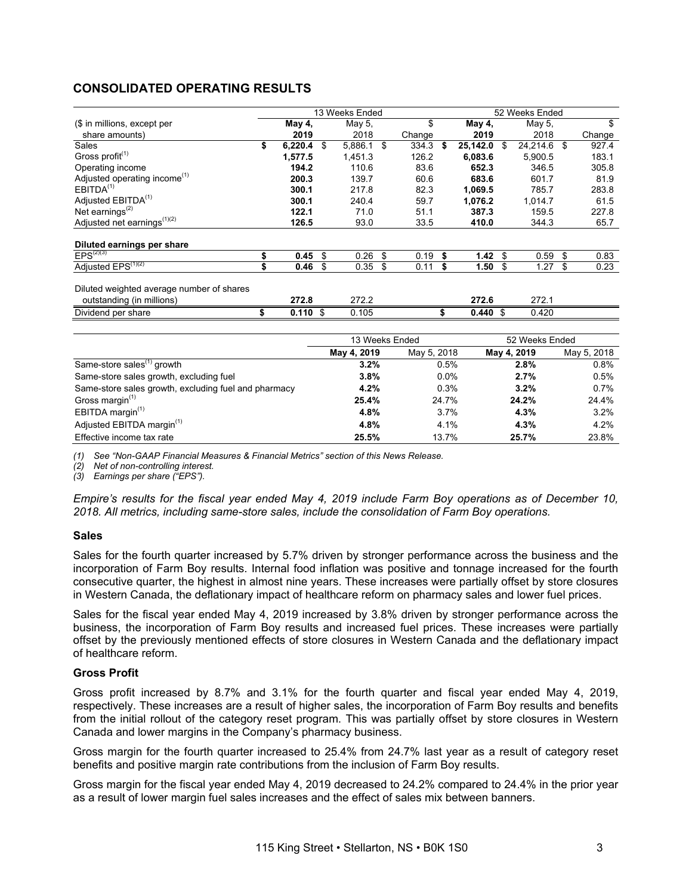## CONSOLIDATED OPERATING RESULTS

| ($ in millions, except per share amounts) | 13 Weeks Ended May 4, 2019 | 13 Weeks Ended May 5, 2018 | $ Change | 52 Weeks Ended May 4, 2019 | 52 Weeks Ended May 5, 2018 | $ Change |
|---|---|---|---|---|---|---|
| Sales | **$ 6,220.4** | $ 5,886.1 | $ 334.3 | **$ 25,142.0** | $ 24,214.6 | $ 927.4 |
| Gross profit[(1)] | **1,577.5** | 1,451.3 | 126.2 | **6,083.6** | 5,900.5 | 183.1 |
| Operating income | **194.2** | 110.6 | 83.6 | **652.3** | 346.5 | 305.8 |
| Adjusted operating income[(1)] | **200.3** | 139.7 | 60.6 | **683.6** | 601.7 | 81.9 |
| EBITDA[(1)] | **300.1** | 217.8 | 82.3 | **1,069.5** | 785.7 | 283.8 |
| Adjusted EBITDA[(1)] | **300.1** | 240.4 | 59.7 | **1,076.2** | 1,014.7 | 61.5 |
| Net earnings[(2)] | **122.1** | 71.0 | 51.1 | **387.3** | 159.5 | 227.8 |
| Adjusted net earnings[(1)(2)] | **126.5** | 93.0 | 33.5 | **410.0** | 344.3 | 65.7 |
| **Diluted earnings per share** | | | | | | |
| EPS[(2)(3)] | **$ 0.45** | $ 0.26 | $ 0.19 | **$ 1.42** | $ 0.59 | $ 0.83 |
| Adjusted EPS[(1)(2)] | **$ 0.46** | $ 0.35 | $ 0.11 | **$ 1.50** | $ 1.27 | $ 0.23 |
| Diluted weighted average number of shares outstanding (in millions) | **272.8** | 272.2 | | **272.6** | 272.1 | |
| Dividend per share | **$ 0.110** | $ 0.105 | | **$ 0.440** | $ 0.420 | |

| | 13 Weeks Ended May 4, 2019 | 13 Weeks Ended May 5, 2018 | 52 Weeks Ended May 4, 2019 | 52 Weeks Ended May 5, 2018 |
|---|---|---|---|---|
| Same-store sales[(1)] growth | **3.2%** | 0.5% | **2.8%** | 0.8% |
| Same-store sales growth, excluding fuel | **3.8%** | 0.0% | **2.7%** | 0.5% |
| Same-store sales growth, excluding fuel and pharmacy | **4.2%** | 0.3% | **3.2%** | 0.7% |
| Gross margin[(1)] | **25.4%** | 24.7% | **24.2%** | 24.4% |
| EBITDA margin[(1)] | **4.8%** | 3.7% | **4.3%** | 3.2% |
| Adjusted EBITDA margin[(1)] | **4.8%** | 4.1% | **4.3%** | 4.2% |
| Effective income tax rate | **25.5%** | 13.7% | **25.7%** | 23.8% |

*(1) See "Non-GAAP Financial Measures & Financial Metrics" section of this News Release.*
*(2) Net of non-controlling interest.*
*(3) Earnings per share ("EPS").*

*Empire's results for the fiscal year ended May 4, 2019 include Farm Boy operations as of December 10, 2018. All metrics, including same-store sales, include the consolidation of Farm Boy operations.*

### Sales

Sales for the fourth quarter increased by 5.7% driven by stronger performance across the business and the incorporation of Farm Boy results. Internal food inflation was positive and tonnage increased for the fourth consecutive quarter, the highest in almost nine years. These increases were partially offset by store closures in Western Canada, the deflationary impact of healthcare reform on pharmacy sales and lower fuel prices.

Sales for the fiscal year ended May 4, 2019 increased by 3.8% driven by stronger performance across the business, the incorporation of Farm Boy results and increased fuel prices. These increases were partially offset by the previously mentioned effects of store closures in Western Canada and the deflationary impact of healthcare reform.

### Gross Profit

Gross profit increased by 8.7% and 3.1% for the fourth quarter and fiscal year ended May 4, 2019, respectively. These increases are a result of higher sales, the incorporation of Farm Boy results and benefits from the initial rollout of the category reset program. This was partially offset by store closures in Western Canada and lower margins in the Company's pharmacy business.

Gross margin for the fourth quarter increased to 25.4% from 24.7% last year as a result of category reset benefits and positive margin rate contributions from the inclusion of Farm Boy results.

Gross margin for the fiscal year ended May 4, 2019 decreased to 24.2% compared to 24.4% in the prior year as a result of lower margin fuel sales increases and the effect of sales mix between banners.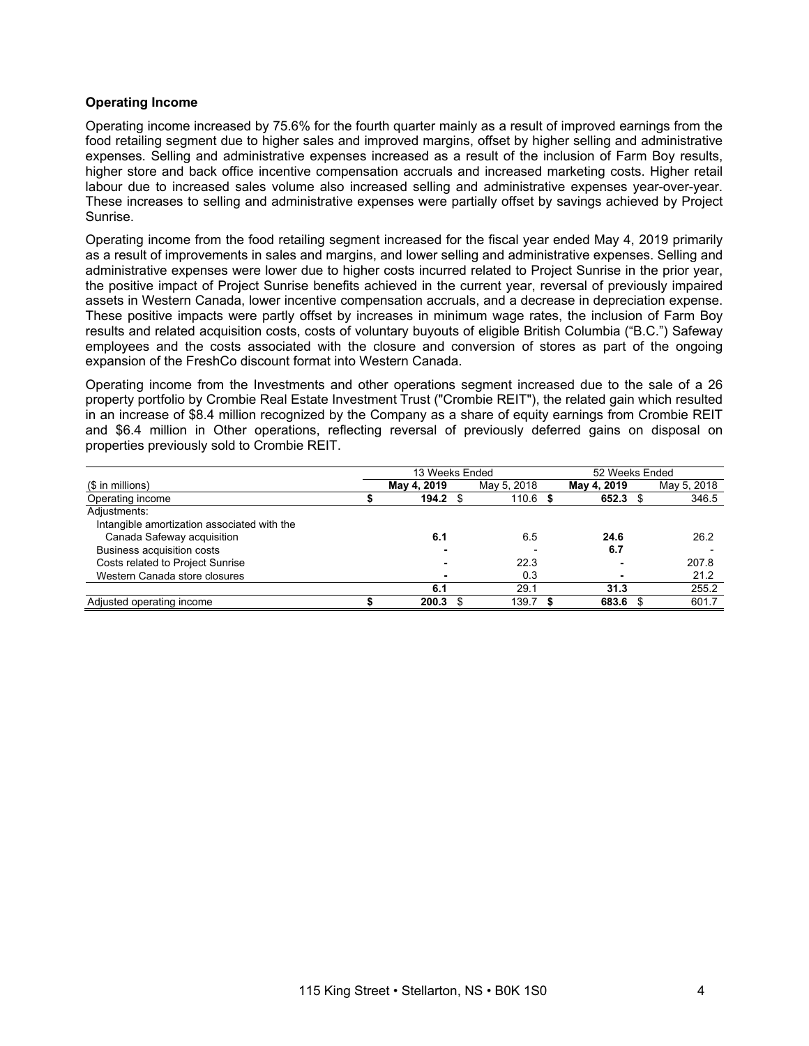### Operating Income

Operating income increased by 75.6% for the fourth quarter mainly as a result of improved earnings from the food retailing segment due to higher sales and improved margins, offset by higher selling and administrative expenses. Selling and administrative expenses increased as a result of the inclusion of Farm Boy results, higher store and back office incentive compensation accruals and increased marketing costs. Higher retail labour due to increased sales volume also increased selling and administrative expenses year-over-year. These increases to selling and administrative expenses were partially offset by savings achieved by Project Sunrise.

Operating income from the food retailing segment increased for the fiscal year ended May 4, 2019 primarily as a result of improvements in sales and margins, and lower selling and administrative expenses. Selling and administrative expenses were lower due to higher costs incurred related to Project Sunrise in the prior year, the positive impact of Project Sunrise benefits achieved in the current year, reversal of previously impaired assets in Western Canada, lower incentive compensation accruals, and a decrease in depreciation expense. These positive impacts were partly offset by increases in minimum wage rates, the inclusion of Farm Boy results and related acquisition costs, costs of voluntary buyouts of eligible British Columbia ("B.C.") Safeway employees and the costs associated with the closure and conversion of stores as part of the ongoing expansion of the FreshCo discount format into Western Canada.

Operating income from the Investments and other operations segment increased due to the sale of a 26 property portfolio by Crombie Real Estate Investment Trust ("Crombie REIT"), the related gain which resulted in an increase of $8.4 million recognized by the Company as a share of equity earnings from Crombie REIT and $6.4 million in Other operations, reflecting reversal of previously deferred gains on disposal on properties previously sold to Crombie REIT.

| | 13 Weeks Ended | | 52 Weeks Ended | |
|---|---|---|---|---|
| ($ in millions) | **May 4, 2019** | May 5, 2018 | **May 4, 2019** | May 5, 2018 |
| Operating income | **$ 194.2** | $ 110.6 | **$ 652.3** | $ 346.5 |
| Adjustments: | | | | |
| Intangible amortization associated with the Canada Safeway acquisition | **6.1** | 6.5 | **24.6** | 26.2 |
| Business acquisition costs | **-** | - | **6.7** | - |
| Costs related to Project Sunrise | **-** | 22.3 | **-** | 207.8 |
| Western Canada store closures | **-** | 0.3 | **-** | 21.2 |
| | **6.1** | 29.1 | **31.3** | 255.2 |
| Adjusted operating income | **$ 200.3** | $ 139.7 | **$ 683.6** | $ 601.7 |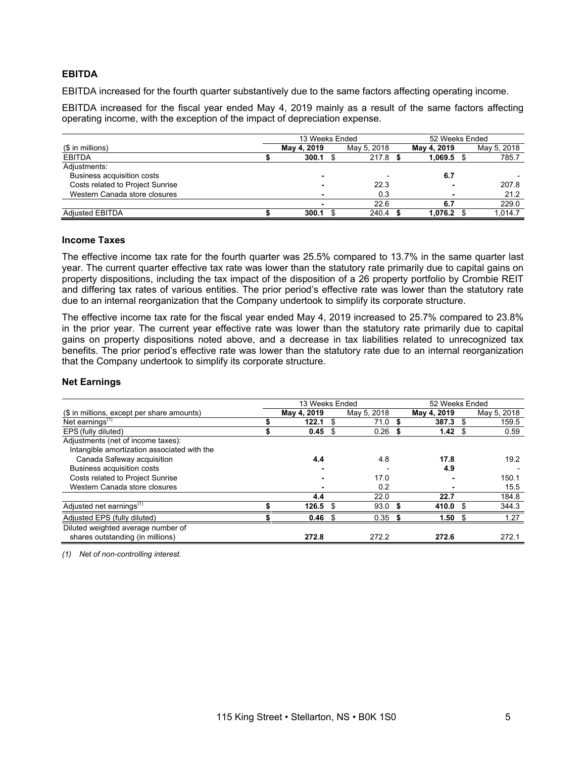## EBITDA

EBITDA increased for the fourth quarter substantively due to the same factors affecting operating income.

EBITDA increased for the fiscal year ended May 4, 2019 mainly as a result of the same factors affecting operating income, with the exception of the impact of depreciation expense.

| | 13 Weeks Ended | | 52 Weeks Ended | |
|---|---|---|---|---|
| ($ in millions) | **May 4, 2019** | May 5, 2018 | **May 4, 2019** | May 5, 2018 |
| EBITDA | **$ 300.1** | $ 217.8 | **$ 1,069.5** | $ 785.7 |
| Adjustments: | | | | |
| Business acquisition costs | **-** | - | **6.7** | - |
| Costs related to Project Sunrise | **-** | 22.3 | **-** | 207.8 |
| Western Canada store closures | **-** | 0.3 | **-** | 21.2 |
| | **-** | 22.6 | **6.7** | 229.0 |
| Adjusted EBITDA | **$ 300.1** | $ 240.4 | **$ 1,076.2** | $ 1,014.7 |

### Income Taxes

The effective income tax rate for the fourth quarter was 25.5% compared to 13.7% in the same quarter last year. The current quarter effective tax rate was lower than the statutory rate primarily due to capital gains on property dispositions, including the tax impact of the disposition of a 26 property portfolio by Crombie REIT and differing tax rates of various entities. The prior period's effective rate was lower than the statutory rate due to an internal reorganization that the Company undertook to simplify its corporate structure.

The effective income tax rate for the fiscal year ended May 4, 2019 increased to 25.7% compared to 23.8% in the prior year. The current year effective rate was lower than the statutory rate primarily due to capital gains on property dispositions noted above, and a decrease in tax liabilities related to unrecognized tax benefits. The prior period's effective rate was lower than the statutory rate due to an internal reorganization that the Company undertook to simplify its corporate structure.

### Net Earnings

| | 13 Weeks Ended | | 52 Weeks Ended | |
|---|---|---|---|---|
| ($ in millions, except per share amounts) | **May 4, 2019** | May 5, 2018 | **May 4, 2019** | May 5, 2018 |
| Net earnings[(1)] | **$ 122.1** | $ 71.0 | **$ 387.3** | $ 159.5 |
| EPS (fully diluted) | **$ 0.45** | $ 0.26 | **$ 1.42** | $ 0.59 |
| Adjustments (net of income taxes): | | | | |
| Intangible amortization associated with the Canada Safeway acquisition | **4.4** | 4.8 | **17.8** | 19.2 |
| Business acquisition costs | **-** | - | **4.9** | - |
| Costs related to Project Sunrise | **-** | 17.0 | **-** | 150.1 |
| Western Canada store closures | **-** | 0.2 | **-** | 15.5 |
| | **4.4** | 22.0 | **22.7** | 184.8 |
| Adjusted net earnings[(1)] | **$ 126.5** | $ 93.0 | **$ 410.0** | $ 344.3 |
| Adjusted EPS (fully diluted) | **$ 0.46** | $ 0.35 | **$ 1.50** | $ 1.27 |
| Diluted weighted average number of shares outstanding (in millions) | **272.8** | 272.2 | **272.6** | 272.1 |

*(1) Net of non-controlling interest.*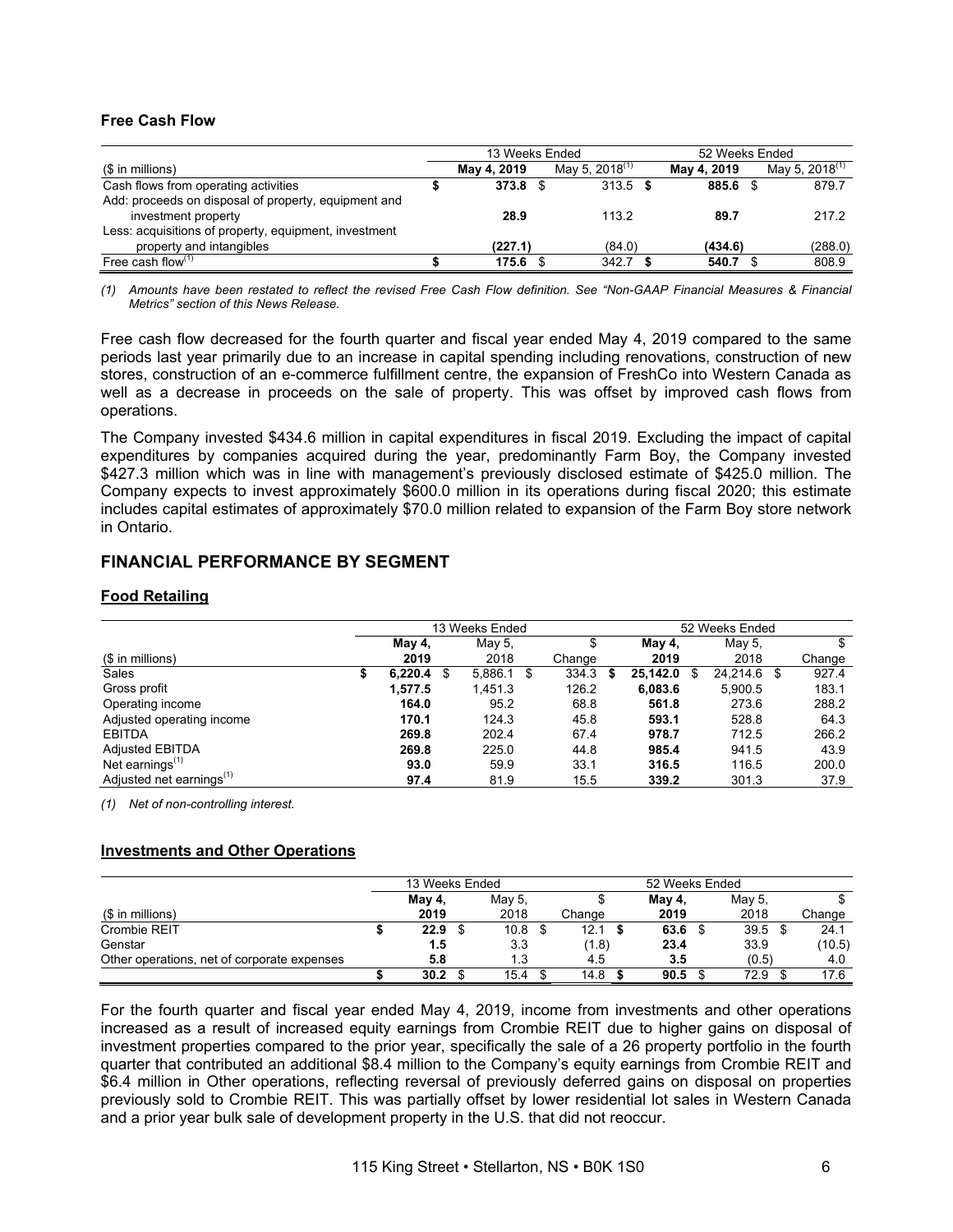### Free Cash Flow

| ($ in millions) | 13 Weeks Ended May 4, 2019 | 13 Weeks Ended May 5, 2018[(1)] | 52 Weeks Ended May 4, 2019 | 52 Weeks Ended May 5, 2018[(1)] |
|---|---|---|---|---|
| Cash flows from operating activities | $ **373.8** | $ 313.5 | $ **885.6** | $ 879.7 |
| Add: proceeds on disposal of property, equipment and investment property | **28.9** | 113.2 | **89.7** | 217.2 |
| Less: acquisitions of property, equipment, investment property and intangibles | **(227.1)** | (84.0) | **(434.6)** | (288.0) |
| Free cash flow[(1)] | $ **175.6** | $ 342.7 | $ **540.7** | $ 808.9 |

*(1) Amounts have been restated to reflect the revised Free Cash Flow definition. See "Non-GAAP Financial Measures & Financial Metrics" section of this News Release.*

Free cash flow decreased for the fourth quarter and fiscal year ended May 4, 2019 compared to the same periods last year primarily due to an increase in capital spending including renovations, construction of new stores, construction of an e-commerce fulfillment centre, the expansion of FreshCo into Western Canada as well as a decrease in proceeds on the sale of property. This was offset by improved cash flows from operations.

The Company invested $434.6 million in capital expenditures in fiscal 2019. Excluding the impact of capital expenditures by companies acquired during the year, predominantly Farm Boy, the Company invested $427.3 million which was in line with management's previously disclosed estimate of $425.0 million. The Company expects to invest approximately $600.0 million in its operations during fiscal 2020; this estimate includes capital estimates of approximately $70.0 million related to expansion of the Farm Boy store network in Ontario.

## FINANCIAL PERFORMANCE BY SEGMENT

### Food Retailing

| ($ in millions) | 13 Weeks Ended May 4, 2019 | 13 Weeks Ended May 5, 2018 | $ Change | 52 Weeks Ended May 4, 2019 | 52 Weeks Ended May 5, 2018 | $ Change |
|---|---|---|---|---|---|---|
| Sales | $ **6,220.4** | $ 5,886.1 | $ 334.3 | $ **25,142.0** | $ 24,214.6 | $ 927.4 |
| Gross profit | **1,577.5** | 1,451.3 | 126.2 | **6,083.6** | 5,900.5 | 183.1 |
| Operating income | **164.0** | 95.2 | 68.8 | **561.8** | 273.6 | 288.2 |
| Adjusted operating income | **170.1** | 124.3 | 45.8 | **593.1** | 528.8 | 64.3 |
| EBITDA | **269.8** | 202.4 | 67.4 | **978.7** | 712.5 | 266.2 |
| Adjusted EBITDA | **269.8** | 225.0 | 44.8 | **985.4** | 941.5 | 43.9 |
| Net earnings[(1)] | **93.0** | 59.9 | 33.1 | **316.5** | 116.5 | 200.0 |
| Adjusted net earnings[(1)] | **97.4** | 81.9 | 15.5 | **339.2** | 301.3 | 37.9 |

*(1) Net of non-controlling interest.*

### Investments and Other Operations

| ($ in millions) | 13 Weeks Ended May 4, 2019 | 13 Weeks Ended May 5, 2018 | $ Change | 52 Weeks Ended May 4, 2019 | 52 Weeks Ended May 5, 2018 | $ Change |
|---|---|---|---|---|---|---|
| Crombie REIT | $ **22.9** | $ 10.8 | $ 12.1 | $ **63.6** | $ 39.5 | $ 24.1 |
| Genstar | **1.5** | 3.3 | (1.8) | **23.4** | 33.9 | (10.5) |
| Other operations, net of corporate expenses | **5.8** | 1.3 | 4.5 | **3.5** | (0.5) | 4.0 |
| | $ **30.2** | $ 15.4 | $ 14.8 | $ **90.5** | $ 72.9 | $ 17.6 |

For the fourth quarter and fiscal year ended May 4, 2019, income from investments and other operations increased as a result of increased equity earnings from Crombie REIT due to higher gains on disposal of investment properties compared to the prior year, specifically the sale of a 26 property portfolio in the fourth quarter that contributed an additional $8.4 million to the Company's equity earnings from Crombie REIT and $6.4 million in Other operations, reflecting reversal of previously deferred gains on disposal on properties previously sold to Crombie REIT. This was partially offset by lower residential lot sales in Western Canada and a prior year bulk sale of development property in the U.S. that did not reoccur.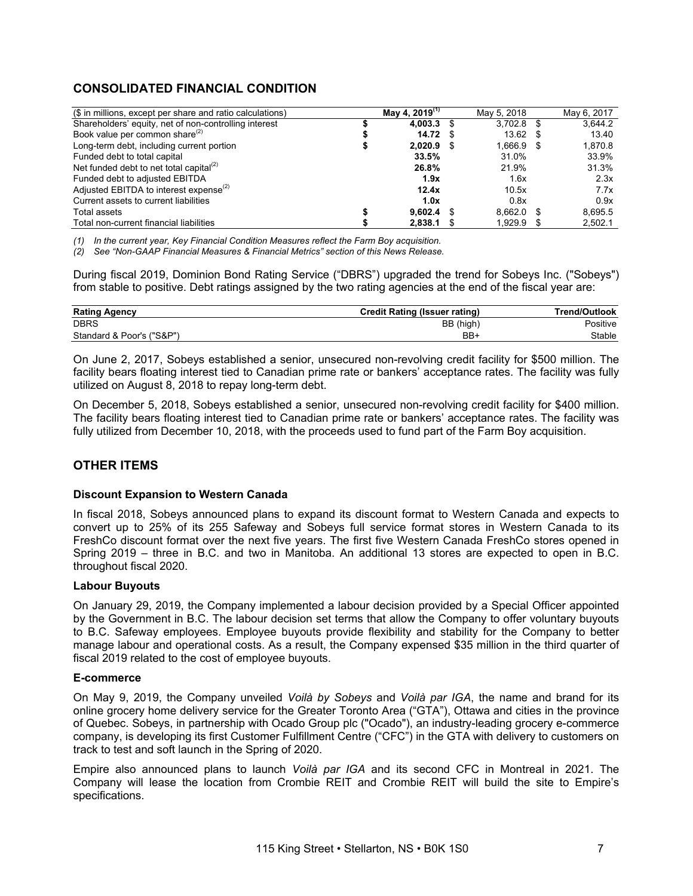## CONSOLIDATED FINANCIAL CONDITION

| ($ in millions, except per share and ratio calculations) | May 4, 2019[(1)] | May 5, 2018 | May 6, 2017 |
|---|---|---|---|
| Shareholders' equity, net of non-controlling interest | **$ 4,003.3** | $ 3,702.8 | $ 3,644.2 |
| Book value per common share[(2)] | **$ 14.72** | $ 13.62 | $ 13.40 |
| Long-term debt, including current portion | **$ 2,020.9** | $ 1,666.9 | $ 1,870.8 |
| Funded debt to total capital | **33.5%** | 31.0% | 33.9% |
| Net funded debt to net total capital[(2)] | **26.8%** | 21.9% | 31.3% |
| Funded debt to adjusted EBITDA | **1.9x** | 1.6x | 2.3x |
| Adjusted EBITDA to interest expense[(2)] | **12.4x** | 10.5x | 7.7x |
| Current assets to current liabilities | **1.0x** | 0.8x | 0.9x |
| Total assets | **$ 9,602.4** | $ 8,662.0 | $ 8,695.5 |
| Total non-current financial liabilities | **$ 2,838.1** | $ 1,929.9 | $ 2,502.1 |

*(1) In the current year, Key Financial Condition Measures reflect the Farm Boy acquisition.*

*(2) See "Non-GAAP Financial Measures & Financial Metrics" section of this News Release.*

During fiscal 2019, Dominion Bond Rating Service ("DBRS") upgraded the trend for Sobeys Inc. ("Sobeys") from stable to positive. Debt ratings assigned by the two rating agencies at the end of the fiscal year are:

| Rating Agency | Credit Rating (Issuer rating) | Trend/Outlook |
|---|---|---|
| DBRS | BB (high) | Positive |
| Standard & Poor's ("S&P") | BB+ | Stable |

On June 2, 2017, Sobeys established a senior, unsecured non-revolving credit facility for $500 million. The facility bears floating interest tied to Canadian prime rate or bankers' acceptance rates. The facility was fully utilized on August 8, 2018 to repay long-term debt.

On December 5, 2018, Sobeys established a senior, unsecured non-revolving credit facility for $400 million. The facility bears floating interest tied to Canadian prime rate or bankers' acceptance rates. The facility was fully utilized from December 10, 2018, with the proceeds used to fund part of the Farm Boy acquisition.

## OTHER ITEMS

### Discount Expansion to Western Canada

In fiscal 2018, Sobeys announced plans to expand its discount format to Western Canada and expects to convert up to 25% of its 255 Safeway and Sobeys full service format stores in Western Canada to its FreshCo discount format over the next five years. The first five Western Canada FreshCo stores opened in Spring 2019 – three in B.C. and two in Manitoba. An additional 13 stores are expected to open in B.C. throughout fiscal 2020.

### Labour Buyouts

On January 29, 2019, the Company implemented a labour decision provided by a Special Officer appointed by the Government in B.C. The labour decision set terms that allow the Company to offer voluntary buyouts to B.C. Safeway employees. Employee buyouts provide flexibility and stability for the Company to better manage labour and operational costs. As a result, the Company expensed $35 million in the third quarter of fiscal 2019 related to the cost of employee buyouts.

### E-commerce

On May 9, 2019, the Company unveiled *Voilà by Sobeys* and *Voilà par IGA*, the name and brand for its online grocery home delivery service for the Greater Toronto Area ("GTA"), Ottawa and cities in the province of Quebec. Sobeys, in partnership with Ocado Group plc ("Ocado"), an industry-leading grocery e-commerce company, is developing its first Customer Fulfillment Centre ("CFC") in the GTA with delivery to customers on track to test and soft launch in the Spring of 2020.

Empire also announced plans to launch *Voilà par IGA* and its second CFC in Montreal in 2021. The Company will lease the location from Crombie REIT and Crombie REIT will build the site to Empire's specifications.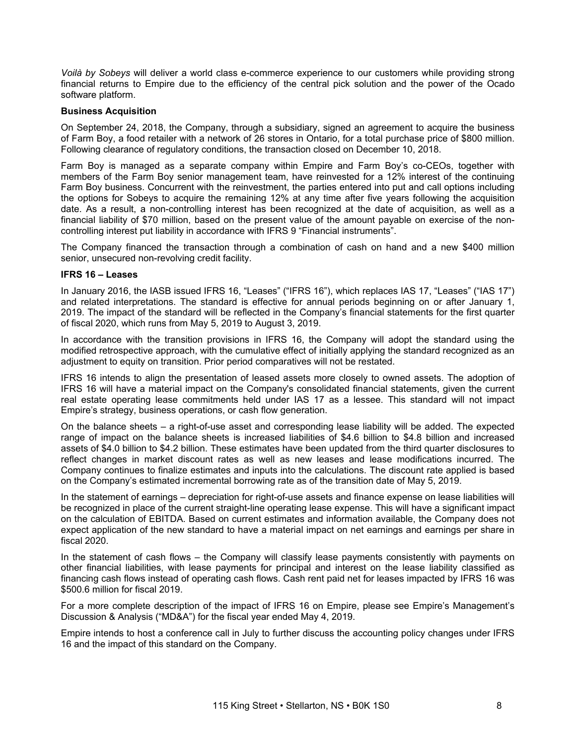*Voilà by Sobeys* will deliver a world class e-commerce experience to our customers while providing strong financial returns to Empire due to the efficiency of the central pick solution and the power of the Ocado software platform.

**Business Acquisition**

On September 24, 2018, the Company, through a subsidiary, signed an agreement to acquire the business of Farm Boy, a food retailer with a network of 26 stores in Ontario, for a total purchase price of $800 million. Following clearance of regulatory conditions, the transaction closed on December 10, 2018.

Farm Boy is managed as a separate company within Empire and Farm Boy's co-CEOs, together with members of the Farm Boy senior management team, have reinvested for a 12% interest of the continuing Farm Boy business. Concurrent with the reinvestment, the parties entered into put and call options including the options for Sobeys to acquire the remaining 12% at any time after five years following the acquisition date. As a result, a non-controlling interest has been recognized at the date of acquisition, as well as a financial liability of $70 million, based on the present value of the amount payable on exercise of the non-controlling interest put liability in accordance with IFRS 9 "Financial instruments".

The Company financed the transaction through a combination of cash on hand and a new $400 million senior, unsecured non-revolving credit facility.

**IFRS 16 – Leases**

In January 2016, the IASB issued IFRS 16, "Leases" ("IFRS 16"), which replaces IAS 17, "Leases" ("IAS 17") and related interpretations. The standard is effective for annual periods beginning on or after January 1, 2019. The impact of the standard will be reflected in the Company's financial statements for the first quarter of fiscal 2020, which runs from May 5, 2019 to August 3, 2019.

In accordance with the transition provisions in IFRS 16, the Company will adopt the standard using the modified retrospective approach, with the cumulative effect of initially applying the standard recognized as an adjustment to equity on transition. Prior period comparatives will not be restated.

IFRS 16 intends to align the presentation of leased assets more closely to owned assets. The adoption of IFRS 16 will have a material impact on the Company's consolidated financial statements, given the current real estate operating lease commitments held under IAS 17 as a lessee. This standard will not impact Empire's strategy, business operations, or cash flow generation.

On the balance sheets – a right-of-use asset and corresponding lease liability will be added. The expected range of impact on the balance sheets is increased liabilities of $4.6 billion to $4.8 billion and increased assets of $4.0 billion to $4.2 billion. These estimates have been updated from the third quarter disclosures to reflect changes in market discount rates as well as new leases and lease modifications incurred. The Company continues to finalize estimates and inputs into the calculations. The discount rate applied is based on the Company's estimated incremental borrowing rate as of the transition date of May 5, 2019.

In the statement of earnings – depreciation for right-of-use assets and finance expense on lease liabilities will be recognized in place of the current straight-line operating lease expense. This will have a significant impact on the calculation of EBITDA. Based on current estimates and information available, the Company does not expect application of the new standard to have a material impact on net earnings and earnings per share in fiscal 2020.

In the statement of cash flows – the Company will classify lease payments consistently with payments on other financial liabilities, with lease payments for principal and interest on the lease liability classified as financing cash flows instead of operating cash flows. Cash rent paid net for leases impacted by IFRS 16 was $500.6 million for fiscal 2019.

For a more complete description of the impact of IFRS 16 on Empire, please see Empire's Management's Discussion & Analysis ("MD&A") for the fiscal year ended May 4, 2019.

Empire intends to host a conference call in July to further discuss the accounting policy changes under IFRS 16 and the impact of this standard on the Company.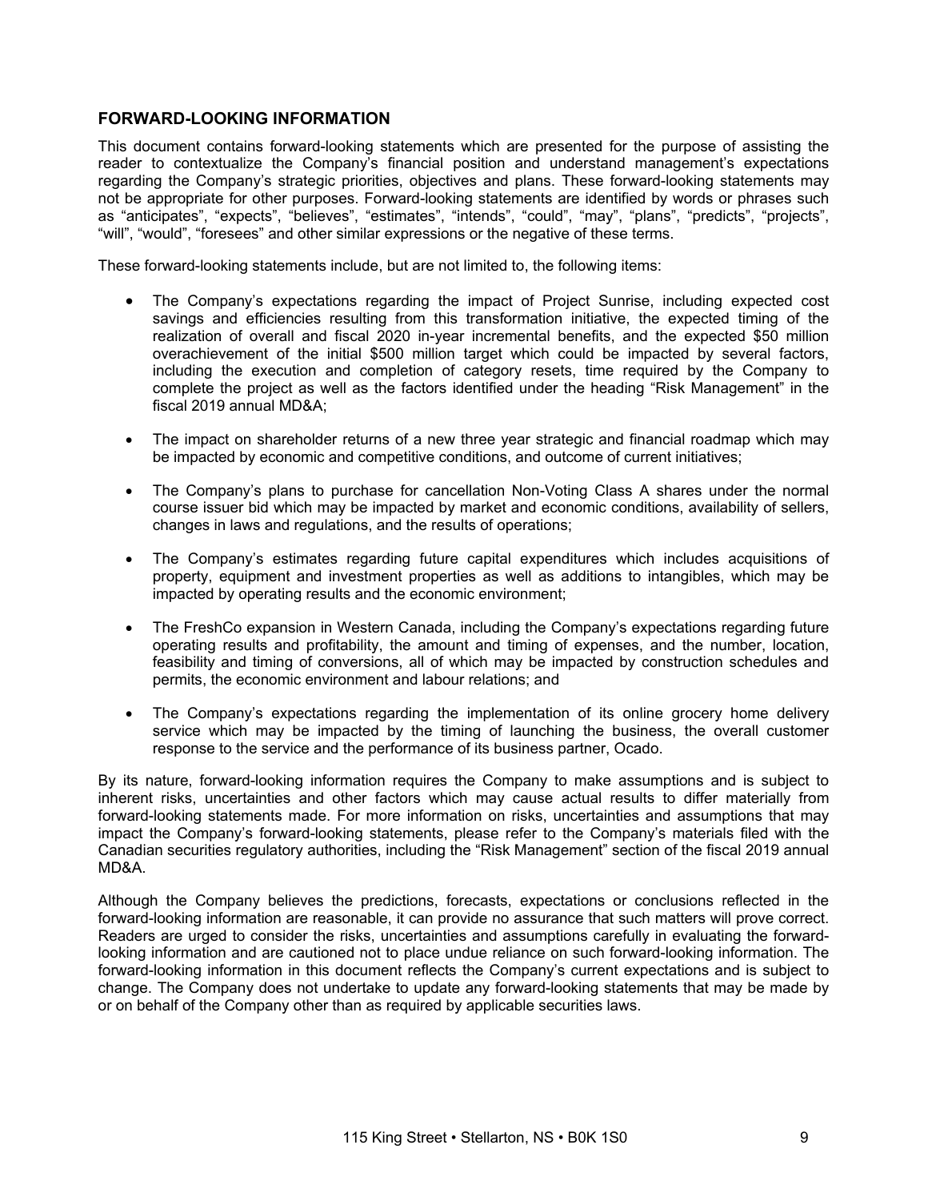## FORWARD-LOOKING INFORMATION

This document contains forward-looking statements which are presented for the purpose of assisting the reader to contextualize the Company's financial position and understand management's expectations regarding the Company's strategic priorities, objectives and plans. These forward-looking statements may not be appropriate for other purposes. Forward-looking statements are identified by words or phrases such as "anticipates", "expects", "believes", "estimates", "intends", "could", "may", "plans", "predicts", "projects", "will", "would", "foresees" and other similar expressions or the negative of these terms.

These forward-looking statements include, but are not limited to, the following items:

- The Company's expectations regarding the impact of Project Sunrise, including expected cost savings and efficiencies resulting from this transformation initiative, the expected timing of the realization of overall and fiscal 2020 in-year incremental benefits, and the expected $50 million overachievement of the initial $500 million target which could be impacted by several factors, including the execution and completion of category resets, time required by the Company to complete the project as well as the factors identified under the heading "Risk Management" in the fiscal 2019 annual MD&A;
- The impact on shareholder returns of a new three year strategic and financial roadmap which may be impacted by economic and competitive conditions, and outcome of current initiatives;
- The Company's plans to purchase for cancellation Non-Voting Class A shares under the normal course issuer bid which may be impacted by market and economic conditions, availability of sellers, changes in laws and regulations, and the results of operations;
- The Company's estimates regarding future capital expenditures which includes acquisitions of property, equipment and investment properties as well as additions to intangibles, which may be impacted by operating results and the economic environment;
- The FreshCo expansion in Western Canada, including the Company's expectations regarding future operating results and profitability, the amount and timing of expenses, and the number, location, feasibility and timing of conversions, all of which may be impacted by construction schedules and permits, the economic environment and labour relations; and
- The Company's expectations regarding the implementation of its online grocery home delivery service which may be impacted by the timing of launching the business, the overall customer response to the service and the performance of its business partner, Ocado.

By its nature, forward-looking information requires the Company to make assumptions and is subject to inherent risks, uncertainties and other factors which may cause actual results to differ materially from forward-looking statements made. For more information on risks, uncertainties and assumptions that may impact the Company's forward-looking statements, please refer to the Company's materials filed with the Canadian securities regulatory authorities, including the "Risk Management" section of the fiscal 2019 annual MD&A.

Although the Company believes the predictions, forecasts, expectations or conclusions reflected in the forward-looking information are reasonable, it can provide no assurance that such matters will prove correct. Readers are urged to consider the risks, uncertainties and assumptions carefully in evaluating the forward-looking information and are cautioned not to place undue reliance on such forward-looking information. The forward-looking information in this document reflects the Company's current expectations and is subject to change. The Company does not undertake to update any forward-looking statements that may be made by or on behalf of the Company other than as required by applicable securities laws.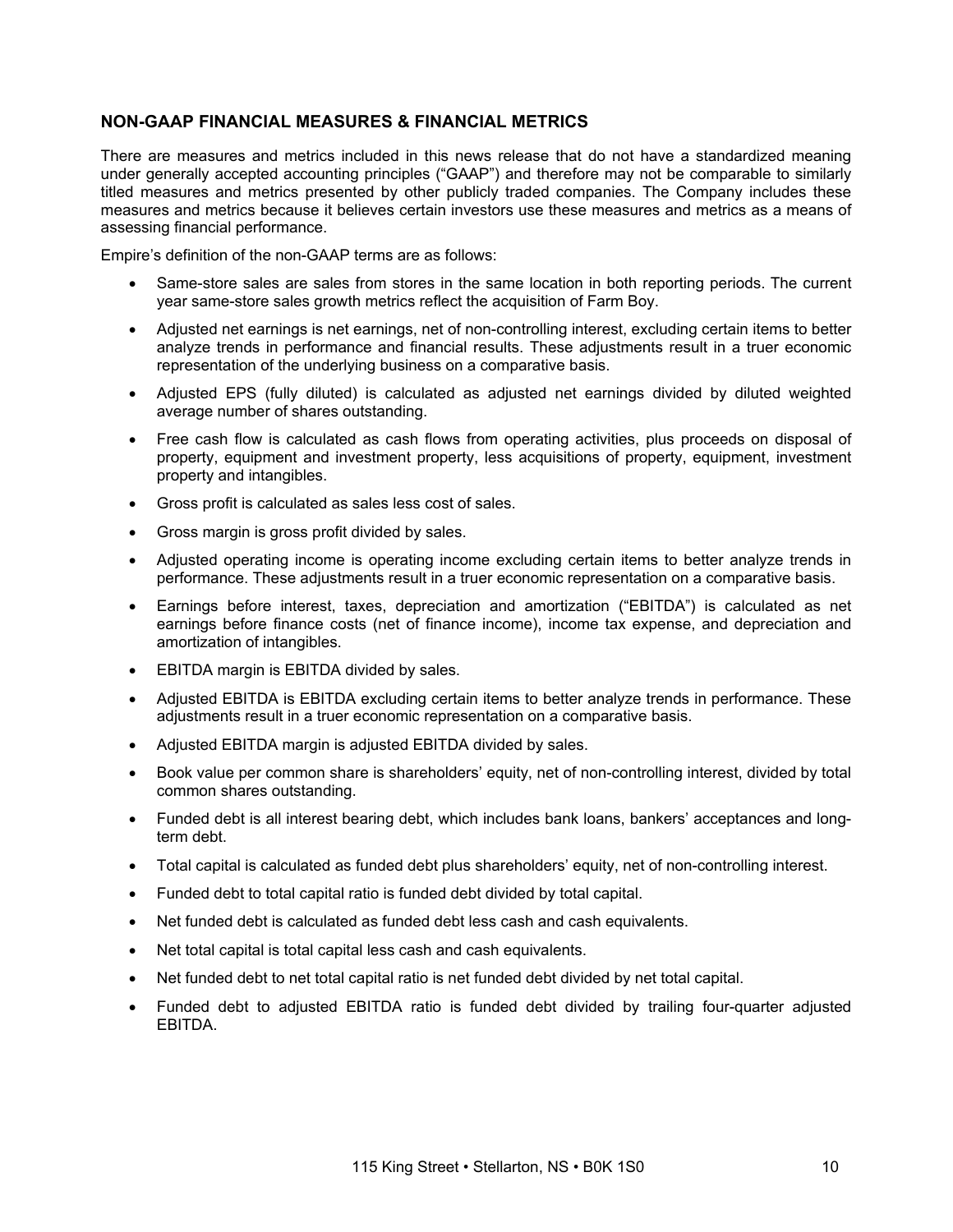## NON-GAAP FINANCIAL MEASURES & FINANCIAL METRICS

There are measures and metrics included in this news release that do not have a standardized meaning under generally accepted accounting principles ("GAAP") and therefore may not be comparable to similarly titled measures and metrics presented by other publicly traded companies. The Company includes these measures and metrics because it believes certain investors use these measures and metrics as a means of assessing financial performance.

Empire's definition of the non-GAAP terms are as follows:

- Same-store sales are sales from stores in the same location in both reporting periods. The current year same-store sales growth metrics reflect the acquisition of Farm Boy.
- Adjusted net earnings is net earnings, net of non-controlling interest, excluding certain items to better analyze trends in performance and financial results. These adjustments result in a truer economic representation of the underlying business on a comparative basis.
- Adjusted EPS (fully diluted) is calculated as adjusted net earnings divided by diluted weighted average number of shares outstanding.
- Free cash flow is calculated as cash flows from operating activities, plus proceeds on disposal of property, equipment and investment property, less acquisitions of property, equipment, investment property and intangibles.
- Gross profit is calculated as sales less cost of sales.
- Gross margin is gross profit divided by sales.
- Adjusted operating income is operating income excluding certain items to better analyze trends in performance. These adjustments result in a truer economic representation on a comparative basis.
- Earnings before interest, taxes, depreciation and amortization ("EBITDA") is calculated as net earnings before finance costs (net of finance income), income tax expense, and depreciation and amortization of intangibles.
- EBITDA margin is EBITDA divided by sales.
- Adjusted EBITDA is EBITDA excluding certain items to better analyze trends in performance. These adjustments result in a truer economic representation on a comparative basis.
- Adjusted EBITDA margin is adjusted EBITDA divided by sales.
- Book value per common share is shareholders' equity, net of non-controlling interest, divided by total common shares outstanding.
- Funded debt is all interest bearing debt, which includes bank loans, bankers' acceptances and long-term debt.
- Total capital is calculated as funded debt plus shareholders' equity, net of non-controlling interest.
- Funded debt to total capital ratio is funded debt divided by total capital.
- Net funded debt is calculated as funded debt less cash and cash equivalents.
- Net total capital is total capital less cash and cash equivalents.
- Net funded debt to net total capital ratio is net funded debt divided by net total capital.
- Funded debt to adjusted EBITDA ratio is funded debt divided by trailing four-quarter adjusted EBITDA.

115 King Street • Stellarton, NS • B0K 1S0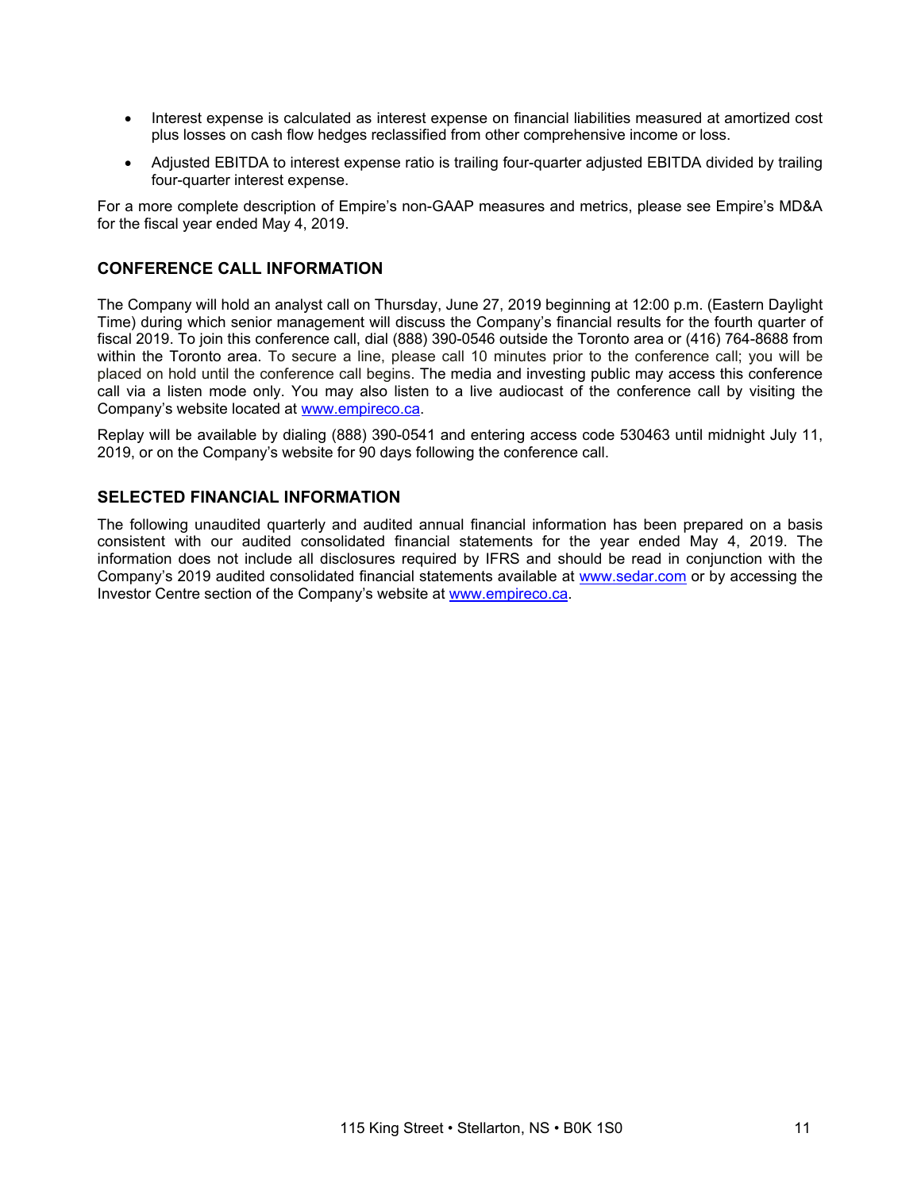- Interest expense is calculated as interest expense on financial liabilities measured at amortized cost plus losses on cash flow hedges reclassified from other comprehensive income or loss.
- Adjusted EBITDA to interest expense ratio is trailing four-quarter adjusted EBITDA divided by trailing four-quarter interest expense.

For a more complete description of Empire's non-GAAP measures and metrics, please see Empire's MD&A for the fiscal year ended May 4, 2019.

## CONFERENCE CALL INFORMATION

The Company will hold an analyst call on Thursday, June 27, 2019 beginning at 12:00 p.m. (Eastern Daylight Time) during which senior management will discuss the Company's financial results for the fourth quarter of fiscal 2019. To join this conference call, dial (888) 390-0546 outside the Toronto area or (416) 764-8688 from within the Toronto area. To secure a line, please call 10 minutes prior to the conference call; you will be placed on hold until the conference call begins. The media and investing public may access this conference call via a listen mode only. You may also listen to a live audiocast of the conference call by visiting the Company's website located at www.empireco.ca.

Replay will be available by dialing (888) 390-0541 and entering access code 530463 until midnight July 11, 2019, or on the Company's website for 90 days following the conference call.

## SELECTED FINANCIAL INFORMATION

The following unaudited quarterly and audited annual financial information has been prepared on a basis consistent with our audited consolidated financial statements for the year ended May 4, 2019. The information does not include all disclosures required by IFRS and should be read in conjunction with the Company's 2019 audited consolidated financial statements available at www.sedar.com or by accessing the Investor Centre section of the Company's website at www.empireco.ca.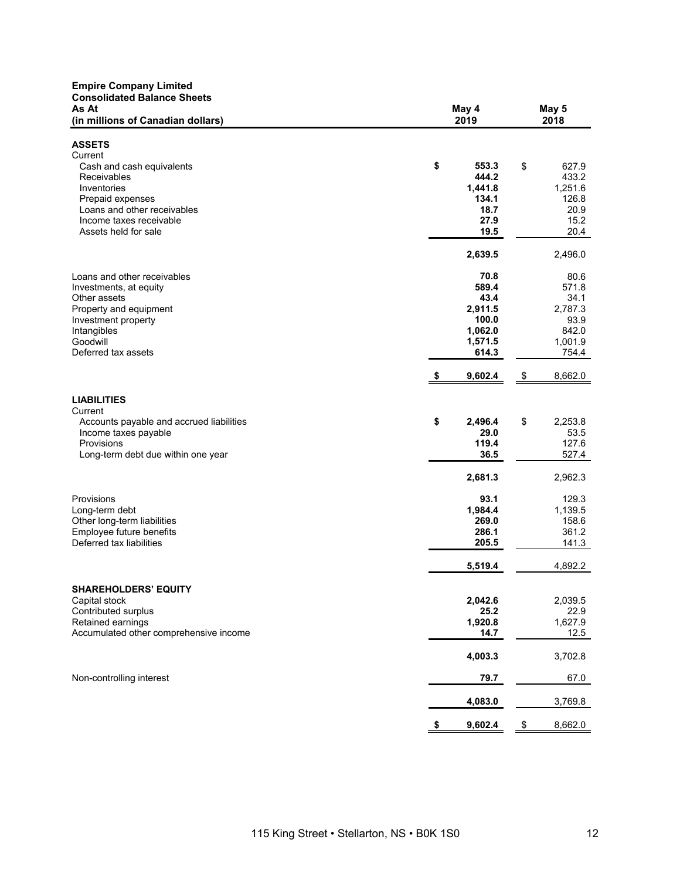**Empire Company Limited**
**Consolidated Balance Sheets**

| As At (in millions of Canadian dollars) | May 4 2019 | May 5 2018 |
|---|---|---|
| **ASSETS** | | |
| Current | | |
| Cash and cash equivalents | **$ 553.3** | $ 627.9 |
| Receivables | **444.2** | 433.2 |
| Inventories | **1,441.8** | 1,251.6 |
| Prepaid expenses | **134.1** | 126.8 |
| Loans and other receivables | **18.7** | 20.9 |
| Income taxes receivable | **27.9** | 15.2 |
| Assets held for sale | **19.5** | 20.4 |
| | **2,639.5** | 2,496.0 |
| Loans and other receivables | **70.8** | 80.6 |
| Investments, at equity | **589.4** | 571.8 |
| Other assets | **43.4** | 34.1 |
| Property and equipment | **2,911.5** | 2,787.3 |
| Investment property | **100.0** | 93.9 |
| Intangibles | **1,062.0** | 842.0 |
| Goodwill | **1,571.5** | 1,001.9 |
| Deferred tax assets | **614.3** | 754.4 |
| | **$ 9,602.4** | $ 8,662.0 |
| **LIABILITIES** | | |
| Current | | |
| Accounts payable and accrued liabilities | **$ 2,496.4** | $ 2,253.8 |
| Income taxes payable | **29.0** | 53.5 |
| Provisions | **119.4** | 127.6 |
| Long-term debt due within one year | **36.5** | 527.4 |
| | **2,681.3** | 2,962.3 |
| Provisions | **93.1** | 129.3 |
| Long-term debt | **1,984.4** | 1,139.5 |
| Other long-term liabilities | **269.0** | 158.6 |
| Employee future benefits | **286.1** | 361.2 |
| Deferred tax liabilities | **205.5** | 141.3 |
| | **5,519.4** | 4,892.2 |
| **SHAREHOLDERS' EQUITY** | | |
| Capital stock | **2,042.6** | 2,039.5 |
| Contributed surplus | **25.2** | 22.9 |
| Retained earnings | **1,920.8** | 1,627.9 |
| Accumulated other comprehensive income | **14.7** | 12.5 |
| | **4,003.3** | 3,702.8 |
| Non-controlling interest | **79.7** | 67.0 |
| | **4,083.0** | 3,769.8 |
| | **$ 9,602.4** | $ 8,662.0 |

115 King Street • Stellarton, NS • B0K 1S0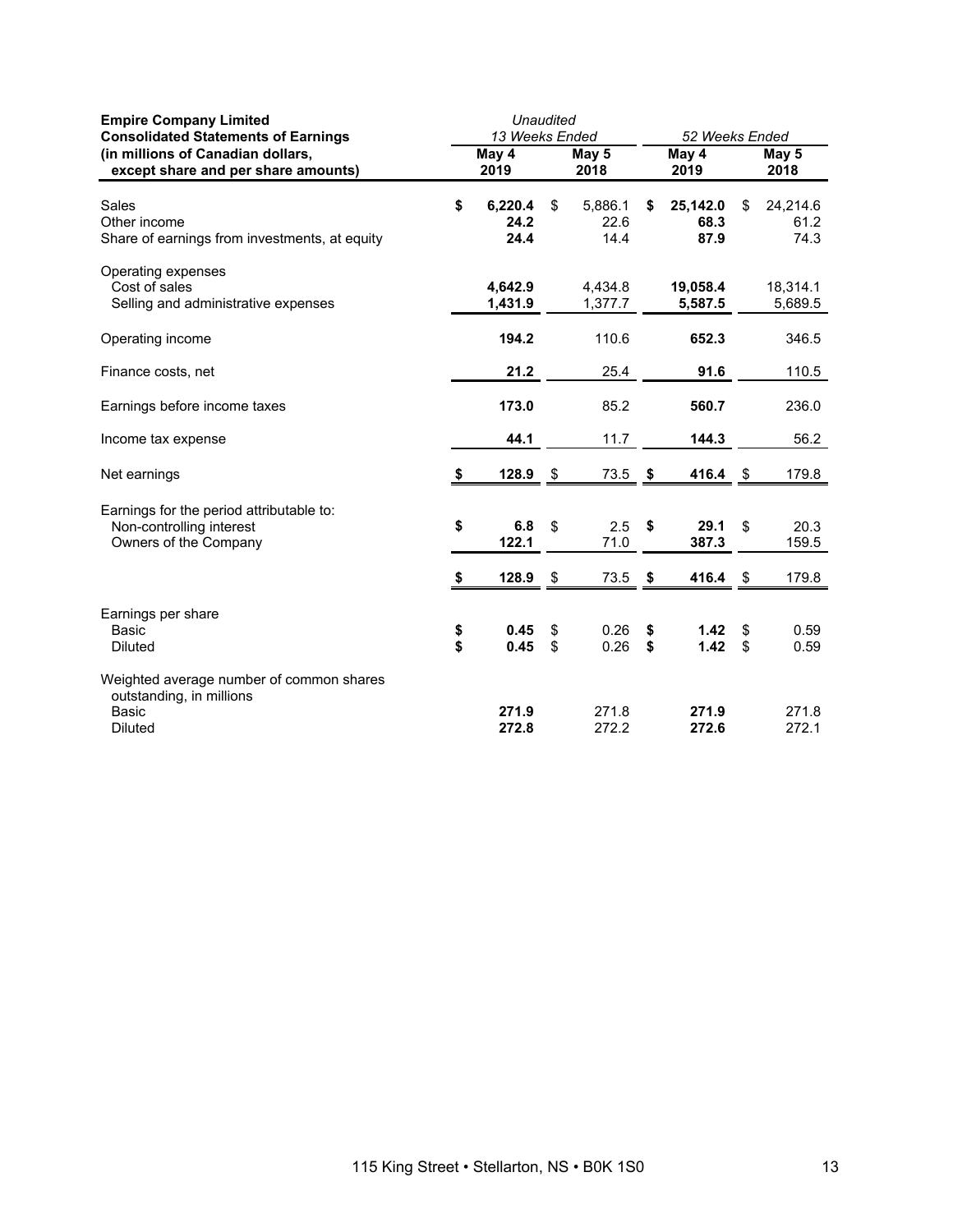| **Empire Company Limited**<br>**Consolidated Statements of Earnings**<br>**(in millions of Canadian dollars, except share and per share amounts)** | *Unaudited*<br>*13 Weeks Ended*<br>**May 4 2019** | <br><br>**May 5 2018** | <br>*52 Weeks Ended*<br>**May 4 2019** | <br><br>**May 5 2018** |
|---|---|---|---|---|
| Sales | **$ 6,220.4** | $ 5,886.1 | **$ 25,142.0** | $ 24,214.6 |
| Other income | **24.2** | 22.6 | **68.3** | 61.2 |
| Share of earnings from investments, at equity | **24.4** | 14.4 | **87.9** | 74.3 |
| Operating expenses | | | | |
| Cost of sales | **4,642.9** | 4,434.8 | **19,058.4** | 18,314.1 |
| Selling and administrative expenses | **1,431.9** | 1,377.7 | **5,587.5** | 5,689.5 |
| Operating income | **194.2** | 110.6 | **652.3** | 346.5 |
| Finance costs, net | **21.2** | 25.4 | **91.6** | 110.5 |
| Earnings before income taxes | **173.0** | 85.2 | **560.7** | 236.0 |
| Income tax expense | **44.1** | 11.7 | **144.3** | 56.2 |
| Net earnings | **$ 128.9** | $ 73.5 | **$ 416.4** | $ 179.8 |
| Earnings for the period attributable to: | | | | |
| Non-controlling interest | **$ 6.8** | $ 2.5 | **$ 29.1** | $ 20.3 |
| Owners of the Company | **122.1** | 71.0 | **387.3** | 159.5 |
| | **$ 128.9** | $ 73.5 | **$ 416.4** | $ 179.8 |
| Earnings per share | | | | |
| Basic | **$ 0.45** | $ 0.26 | **$ 1.42** | $ 0.59 |
| Diluted | **$ 0.45** | $ 0.26 | **$ 1.42** | $ 0.59 |
| Weighted average number of common shares outstanding, in millions | | | | |
| Basic | **271.9** | 271.8 | **271.9** | 271.8 |
| Diluted | **272.8** | 272.2 | **272.6** | 272.1 |

115 King Street • Stellarton, NS • B0K 1S0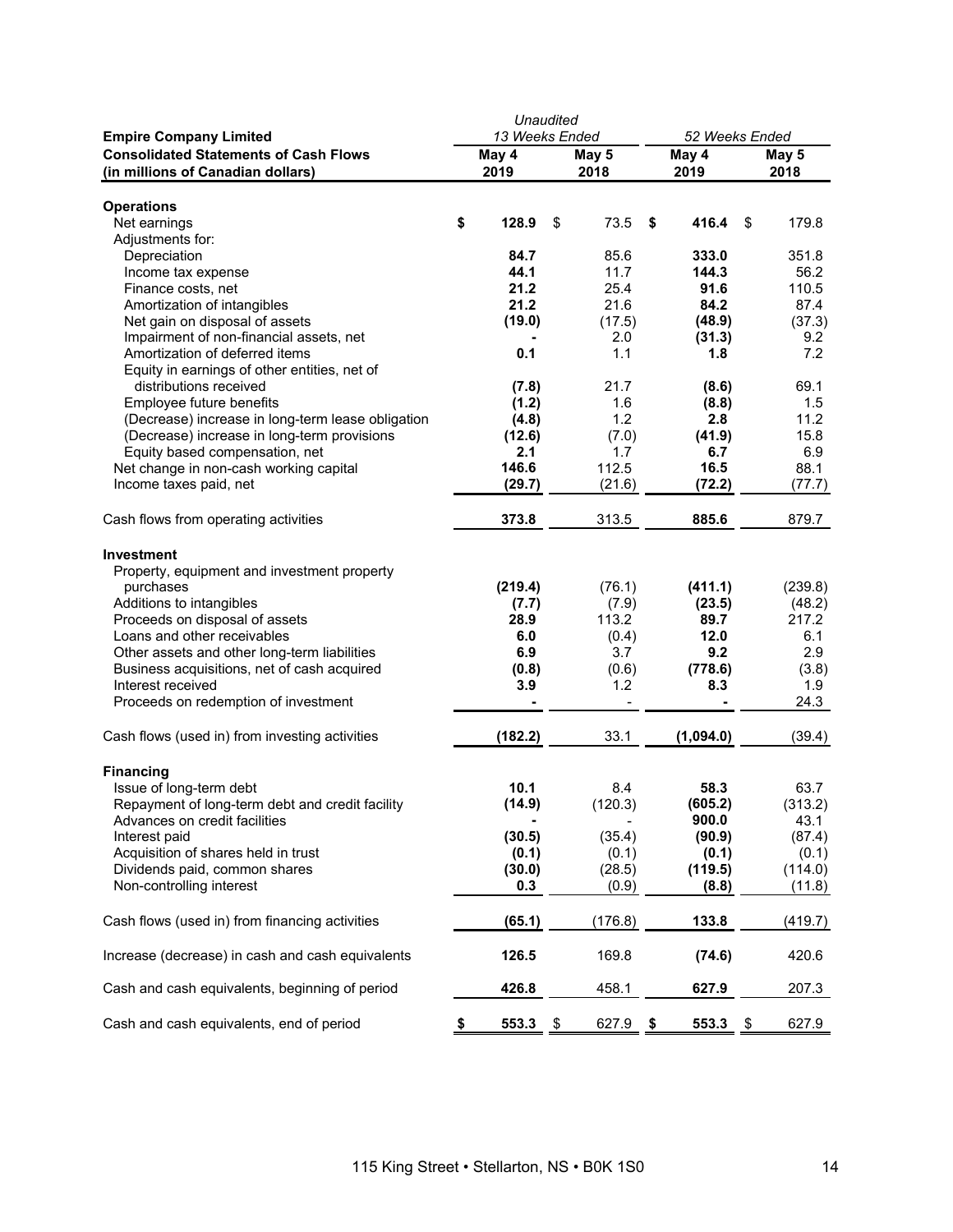| **Empire Company Limited** **Consolidated Statements of Cash Flows** **(in millions of Canadian dollars)** | *Unaudited* *13 Weeks Ended* May 4 2019 | May 5 2018 | *52 Weeks Ended* May 4 2019 | May 5 2018 |
|---|---|---|---|---|
| **Operations** | | | | |
| Net earnings | **$ 128.9** | $ 73.5 | **$ 416.4** | $ 179.8 |
| Adjustments for: | | | | |
| Depreciation | **84.7** | 85.6 | **333.0** | 351.8 |
| Income tax expense | **44.1** | 11.7 | **144.3** | 56.2 |
| Finance costs, net | **21.2** | 25.4 | **91.6** | 110.5 |
| Amortization of intangibles | **21.2** | 21.6 | **84.2** | 87.4 |
| Net gain on disposal of assets | **(19.0)** | (17.5) | **(48.9)** | (37.3) |
| Impairment of non-financial assets, net | **-** | 2.0 | **(31.3)** | 9.2 |
| Amortization of deferred items | **0.1** | 1.1 | **1.8** | 7.2 |
| Equity in earnings of other entities, net of distributions received | **(7.8)** | 21.7 | **(8.6)** | 69.1 |
| Employee future benefits | **(1.2)** | 1.6 | **(8.8)** | 1.5 |
| (Decrease) increase in long-term lease obligation | **(4.8)** | 1.2 | **2.8** | 11.2 |
| (Decrease) increase in long-term provisions | **(12.6)** | (7.0) | **(41.9)** | 15.8 |
| Equity based compensation, net | **2.1** | 1.7 | **6.7** | 6.9 |
| Net change in non-cash working capital | **146.6** | 112.5 | **16.5** | 88.1 |
| Income taxes paid, net | **(29.7)** | (21.6) | **(72.2)** | (77.7) |
| Cash flows from operating activities | **373.8** | 313.5 | **885.6** | 879.7 |
| **Investment** | | | | |
| Property, equipment and investment property purchases | **(219.4)** | (76.1) | **(411.1)** | (239.8) |
| Additions to intangibles | **(7.7)** | (7.9) | **(23.5)** | (48.2) |
| Proceeds on disposal of assets | **28.9** | 113.2 | **89.7** | 217.2 |
| Loans and other receivables | **6.0** | (0.4) | **12.0** | 6.1 |
| Other assets and other long-term liabilities | **6.9** | 3.7 | **9.2** | 2.9 |
| Business acquisitions, net of cash acquired | **(0.8)** | (0.6) | **(778.6)** | (3.8) |
| Interest received | **3.9** | 1.2 | **8.3** | 1.9 |
| Proceeds on redemption of investment | **-** | - | **-** | 24.3 |
| Cash flows (used in) from investing activities | **(182.2)** | 33.1 | **(1,094.0)** | (39.4) |
| **Financing** | | | | |
| Issue of long-term debt | **10.1** | 8.4 | **58.3** | 63.7 |
| Repayment of long-term debt and credit facility | **(14.9)** | (120.3) | **(605.2)** | (313.2) |
| Advances on credit facilities | **-** | - | **900.0** | 43.1 |
| Interest paid | **(30.5)** | (35.4) | **(90.9)** | (87.4) |
| Acquisition of shares held in trust | **(0.1)** | (0.1) | **(0.1)** | (0.1) |
| Dividends paid, common shares | **(30.0)** | (28.5) | **(119.5)** | (114.0) |
| Non-controlling interest | **0.3** | (0.9) | **(8.8)** | (11.8) |
| Cash flows (used in) from financing activities | **(65.1)** | (176.8) | **133.8** | (419.7) |
| Increase (decrease) in cash and cash equivalents | **126.5** | 169.8 | **(74.6)** | 420.6 |
| Cash and cash equivalents, beginning of period | **426.8** | 458.1 | **627.9** | 207.3 |
| Cash and cash equivalents, end of period | **$ 553.3** | $ 627.9 | **$ 553.3** | $ 627.9 |

115 King Street • Stellarton, NS • B0K 1S0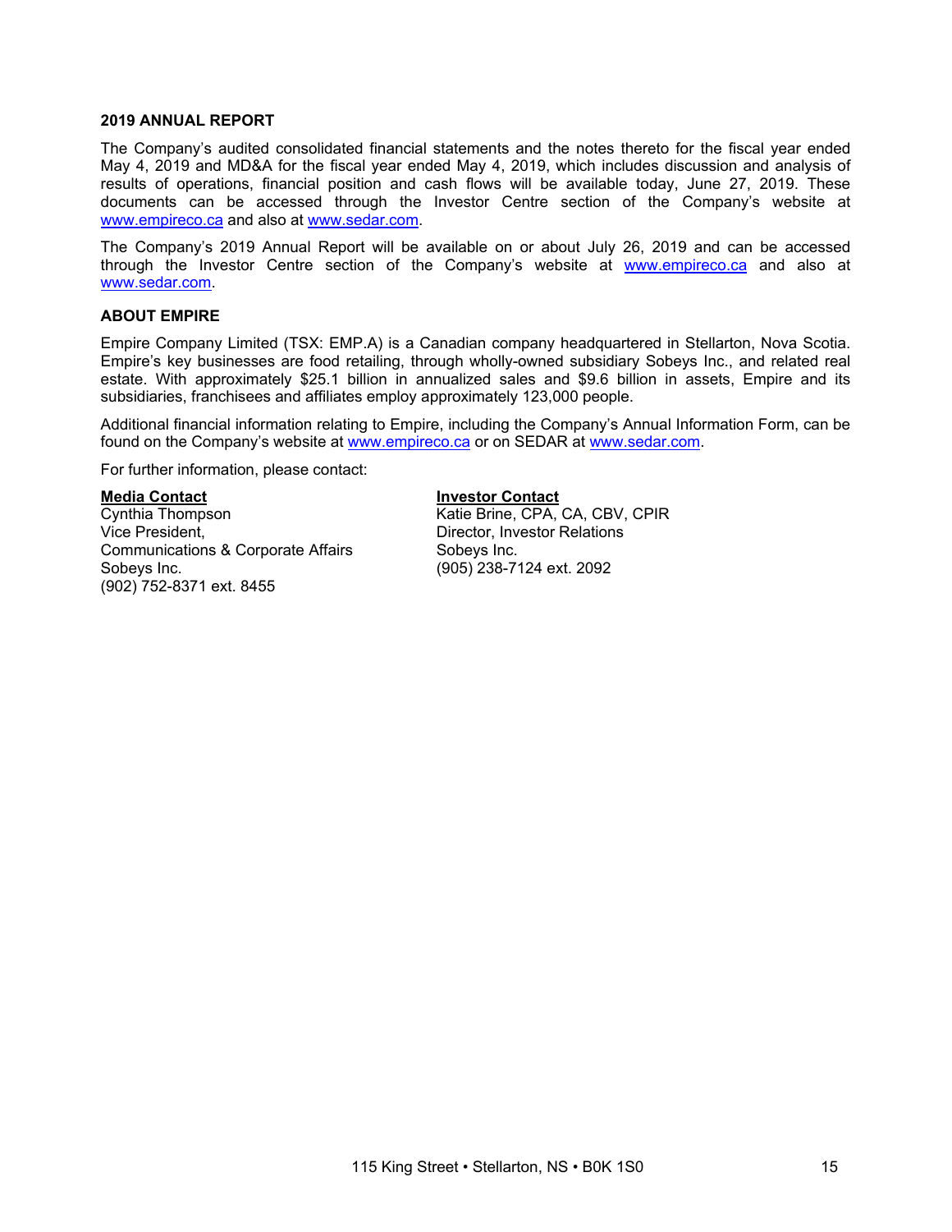## 2019 ANNUAL REPORT

The Company's audited consolidated financial statements and the notes thereto for the fiscal year ended May 4, 2019 and MD&A for the fiscal year ended May 4, 2019, which includes discussion and analysis of results of operations, financial position and cash flows will be available today, June 27, 2019. These documents can be accessed through the Investor Centre section of the Company's website at www.empireco.ca and also at www.sedar.com.

The Company's 2019 Annual Report will be available on or about July 26, 2019 and can be accessed through the Investor Centre section of the Company's website at www.empireco.ca and also at www.sedar.com.

## ABOUT EMPIRE

Empire Company Limited (TSX: EMP.A) is a Canadian company headquartered in Stellarton, Nova Scotia. Empire's key businesses are food retailing, through wholly-owned subsidiary Sobeys Inc., and related real estate. With approximately $25.1 billion in annualized sales and $9.6 billion in assets, Empire and its subsidiaries, franchisees and affiliates employ approximately 123,000 people.

Additional financial information relating to Empire, including the Company's Annual Information Form, can be found on the Company's website at www.empireco.ca or on SEDAR at www.sedar.com.

For further information, please contact:

**Media Contact**
Cynthia Thompson
Vice President,
Communications & Corporate Affairs
Sobeys Inc.
(902) 752-8371 ext. 8455

**Investor Contact**
Katie Brine, CPA, CA, CBV, CPIR
Director, Investor Relations
Sobeys Inc.
(905) 238-7124 ext. 2092